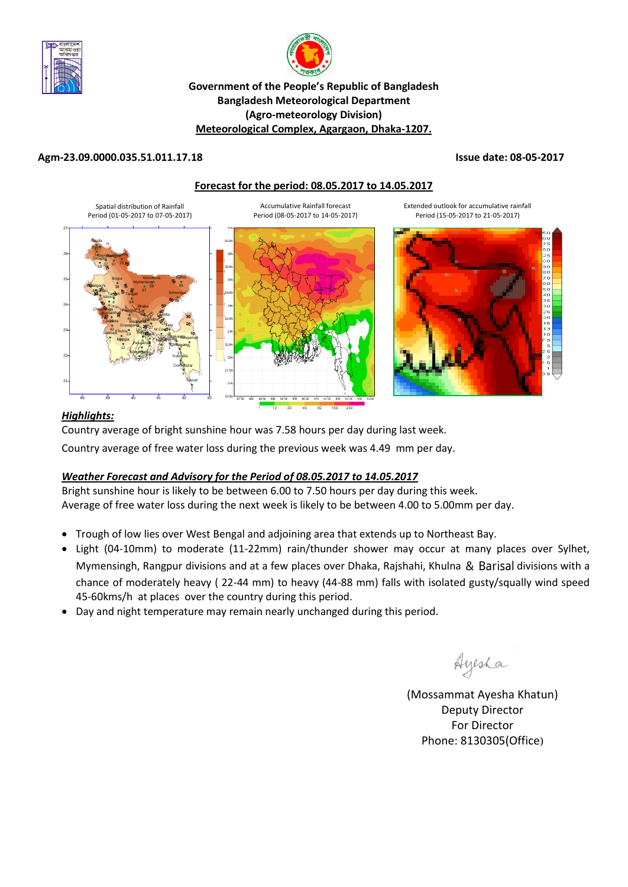**Government of the People's Republic of Bangladesh**
**Bangladesh Meteorological Department**
**(Agro-meteorology Division)**
**Meteorological Complex, Agargaon, Dhaka-1207.**

**Agm-23.09.0000.035.51.011.17.18** **Issue date: 08-05-2017**

## Forecast for the period: 08.05.2017 to 14.05.2017

Spatial distribution of Rainfall Period (01-05-2017 to 07-05-2017)

Accumulative Rainfall forecast Period (08-05-2017 to 14-05-2017)

Extended outlook for accumulative rainfall Period (15-05-2017 to 21-05-2017)

***Highlights:***

Country average of bright sunshine hour was 7.58 hours per day during last week.

Country average of free water loss during the previous week was 4.49 mm per day.

***Weather Forecast and Advisory for the Period of 08.05.2017 to 14.05.2017***

Bright sunshine hour is likely to be between 6.00 to 7.50 hours per day during this week.
Average of free water loss during the next week is likely to be between 4.00 to 5.00mm per day.

- Trough of low lies over West Bengal and adjoining area that extends up to Northeast Bay.
- Light (04-10mm) to moderate (11-22mm) rain/thunder shower may occur at many places over Sylhet, Mymensingh, Rangpur divisions and at a few places over Dhaka, Rajshahi, Khulna & Barisal divisions with a chance of moderately heavy ( 22-44 mm) to heavy (44-88 mm) falls with isolated gusty/squally wind speed 45-60kms/h at places over the country during this period.
- Day and night temperature may remain nearly unchanged during this period.

Ayesha

(Mossammat Ayesha Khatun)
Deputy Director
For Director
Phone: 8130305(Office)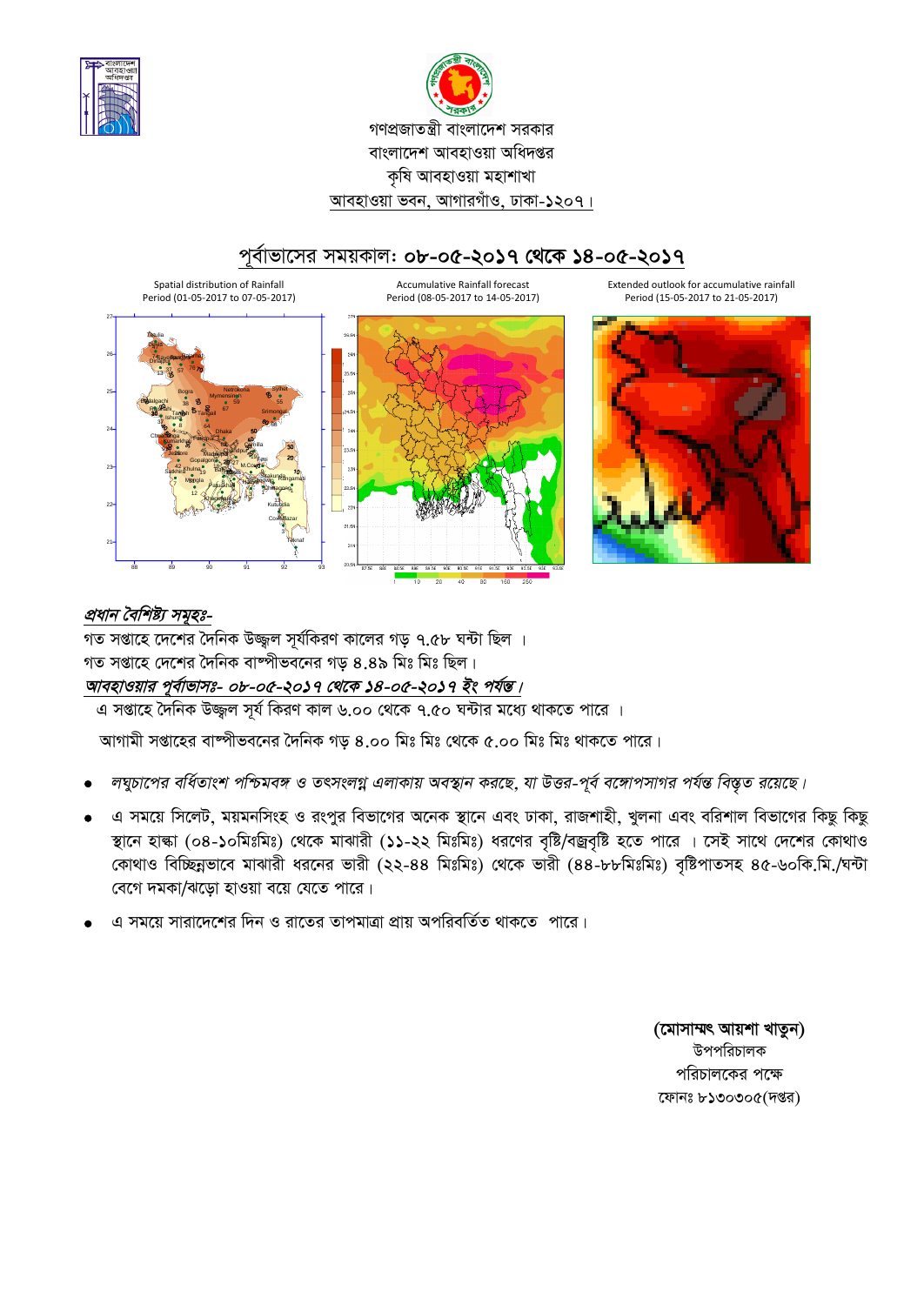গণপ্রজাতন্ত্রী বাংলাদেশ সরকার
বাংলাদেশ আবহাওয়া অধিদপ্তর
কৃষি আবহাওয়া মহাশাখা
আবহাওয়া ভবন, আগারগাঁও, ঢাকা-১২০৭।

## পূর্বাভাসের সময়কাল: ০৮-০৫-২০১৭ থেকে ১৪-০৫-২০১৭

Spatial distribution of Rainfall Period (01-05-2017 to 07-05-2017)

Accumulative Rainfall forecast Period (08-05-2017 to 14-05-2017)

Extended outlook for accumulative rainfall Period (15-05-2017 to 21-05-2017)

***প্রধান বৈশিষ্ট্য সমূহঃ-***

গত সপ্তাহে দেশের দৈনিক উজ্জ্বল সূর্যকিরণ কালের গড় ৭.৫৮ ঘন্টা ছিল ।

গত সপ্তাহে দেশের দৈনিক বাষ্পীভবনের গড় ৪.৪৯ মিঃ মিঃ ছিল।

***আবহাওয়ার পূর্বাভাসঃ- ০৮-০৫-২০১৭ থেকে ১৪-০৫-২০১৭ ইং পর্যন্ত।***

এ সপ্তাহে দৈনিক উজ্জ্বল সূর্য কিরণ কাল ৬.০০ থেকে ৭.৫০ ঘন্টার মধ্যে থাকতে পারে ।

আগামী সপ্তাহের বাষ্পীভবনের দৈনিক গড় ৪.০০ মিঃ মিঃ থেকে ৫.০০ মিঃ মিঃ থাকতে পারে।

- *লঘুচাপের বর্ধিতাংশ পশ্চিমবঙ্গ ও তৎসংলগ্ন এলাকায় অবস্থান করছে, যা উত্তর-পূর্ব বঙ্গোপসাগর পর্যন্ত বিস্তৃত রয়েছে।*
- এ সময়ে সিলেট, ময়মনসিংহ ও রংপুর বিভাগের অনেক স্থানে এবং ঢাকা, রাজশাহী, খুলনা এবং বরিশাল বিভাগের কিছু কিছু স্থানে হাল্কা (০৪-১০মিঃমিঃ) থেকে মাঝারী (১১-২২ মিঃমিঃ) ধরণের বৃষ্টি/বজ্রবৃষ্টি হতে পারে । সেই সাথে দেশের কোথাও কোথাও বিচ্ছিন্নভাবে মাঝারী ধরনের ভারী (২২-৪৪ মিঃমিঃ) থেকে ভারী (৪৪-৮৮মিঃমিঃ) বৃষ্টিপাতসহ ৪৫-৬০কি.মি./ঘন্টা বেগে দমকা/ঝড়ো হাওয়া বয়ে যেতে পারে।
- এ সময়ে সারাদেশের দিন ও রাতের তাপমাত্রা প্রায় অপরিবর্তিত থাকতে পারে।

**(মোসাম্মৎ আয়শা খাতুন)**
উপপরিচালক
পরিচালকের পক্ষে
ফোনঃ ৮১৩০৩০৫(দপ্তর)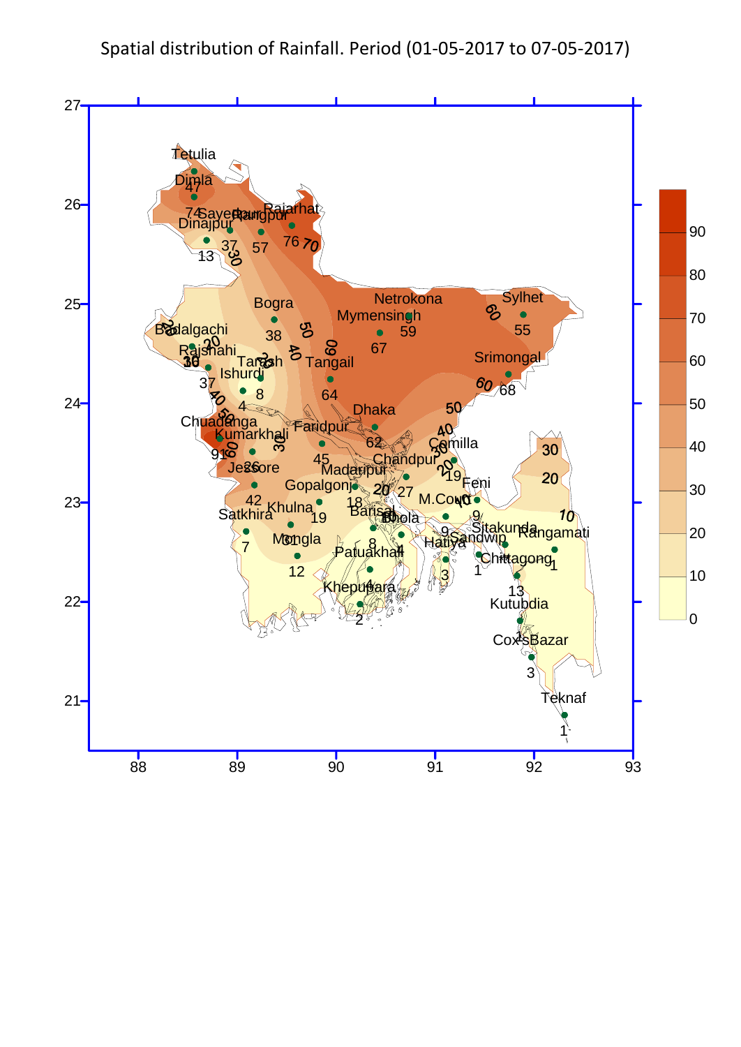Spatial distribution of Rainfall. Period (01-05-2017 to 07-05-2017)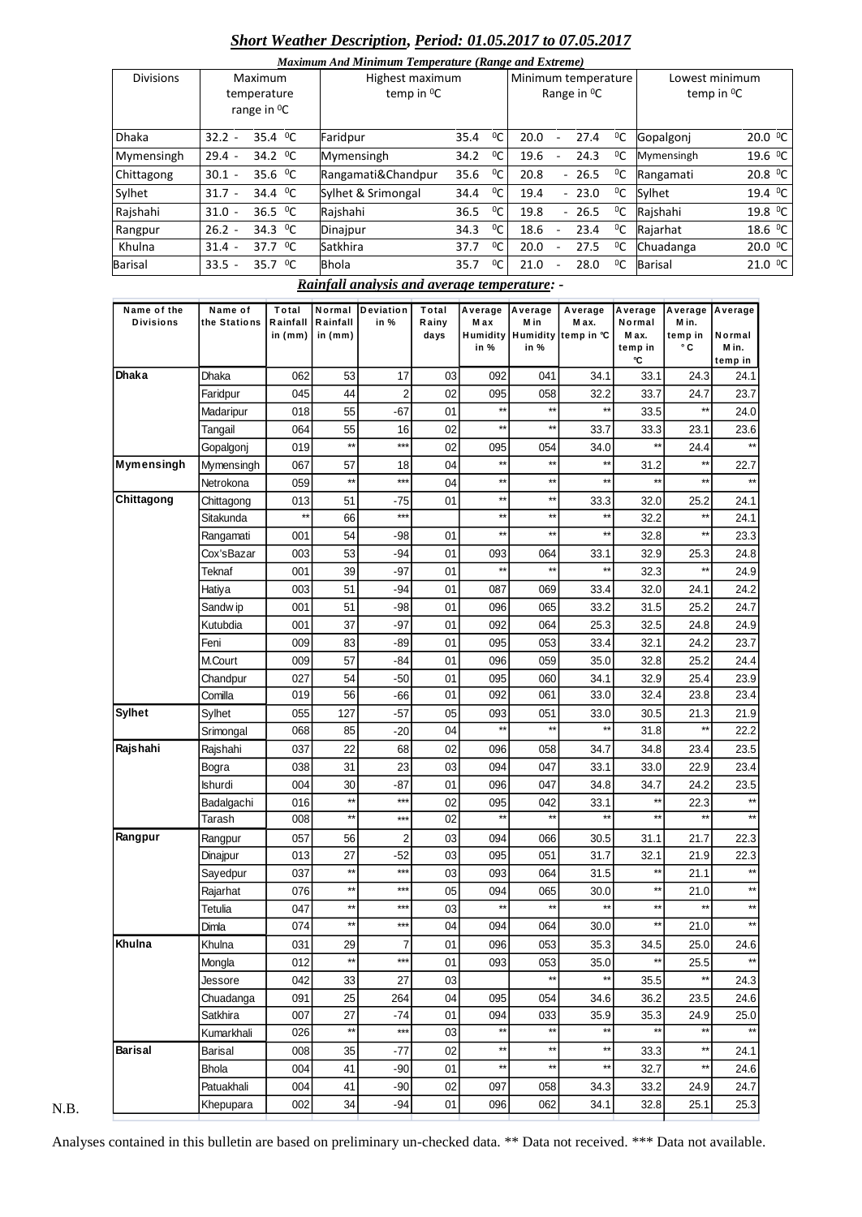## ***Short Weather Description, Period: 01.05.2017 to 07.05.2017***

***Maximum And Minimum Temperature (Range and Extreme)***

| Divisions | Maximum temperature range in ⁰C | Highest maximum temp in ⁰C | | Minimum temperature Range in ⁰C | Lowest minimum temp in ⁰C | |
|---|---|---|---|---|---|---|
| Dhaka | 32.2 - 35.4 ⁰C | Faridpur | 35.4 ⁰C | 20.0 - 27.4 ⁰C | Gopalgonj | 20.0 ⁰C |
| Mymensingh | 29.4 - 34.2 ⁰C | Mymensingh | 34.2 ⁰C | 19.6 - 24.3 ⁰C | Mymensingh | 19.6 ⁰C |
| Chittagong | 30.1 - 35.6 ⁰C | Rangamati&Chandpur | 35.6 ⁰C | 20.8 - 26.5 ⁰C | Rangamati | 20.8 ⁰C |
| Sylhet | 31.7 - 34.4 ⁰C | Sylhet & Srimongal | 34.4 ⁰C | 19.4 - 23.0 ⁰C | Sylhet | 19.4 ⁰C |
| Rajshahi | 31.0 - 36.5 ⁰C | Rajshahi | 36.5 ⁰C | 19.8 - 26.5 ⁰C | Rajshahi | 19.8 ⁰C |
| Rangpur | 26.2 - 34.3 ⁰C | Dinajpur | 34.3 ⁰C | 18.6 - 23.4 ⁰C | Rajarhat | 18.6 ⁰C |
| Khulna | 31.4 - 37.7 ⁰C | Satkhira | 37.7 ⁰C | 20.0 - 27.5 ⁰C | Chuadanga | 20.0 ⁰C |
| Barisal | 33.5 - 35.7 ⁰C | Bhola | 35.7 ⁰C | 21.0 - 28.0 ⁰C | Barisal | 21.0 ⁰C |

***Rainfall analysis and average temperature: -***

| Name of the Divisions | Name of the Stations | Total Rainfall in (mm) | Normal Rainfall in (mm) | Deviation in % | Total Rainy days | Average Max Humidity in % | Average Min Humidity in % | Average Max. temp in ℃ | Average Normal Max. temp in ℃ | Average Min. temp in °C | Average Normal Min. temp in |
|---|---|---|---|---|---|---|---|---|---|---|---|
| **Dhaka** | Dhaka | 062 | 53 | 17 | 03 | 092 | 041 | 34.1 | 33.1 | 24.3 | 24.1 |
| | Faridpur | 045 | 44 | 2 | 02 | 095 | 058 | 32.2 | 33.7 | 24.7 | 23.7 |
| | Madaripur | 018 | 55 | -67 | 01 | ** | ** | ** | 33.5 | ** | 24.0 |
| | Tangail | 064 | 55 | 16 | 02 | ** | ** | 33.7 | 33.3 | 23.1 | 23.6 |
| | Gopalgonj | 019 | ** | *** | 02 | 095 | 054 | 34.0 | ** | 24.4 | ** |
| **Mymensingh** | Mymensingh | 067 | 57 | 18 | 04 | ** | ** | ** | 31.2 | ** | 22.7 |
| | Netrokona | 059 | ** | *** | 04 | ** | ** | ** | ** | ** | ** |
| **Chittagong** | Chittagong | 013 | 51 | -75 | 01 | ** | ** | 33.3 | 32.0 | 25.2 | 24.1 |
| | Sitakunda | ** | 66 | *** | | ** | ** | ** | 32.2 | ** | 24.1 |
| | Rangamati | 001 | 54 | -98 | 01 | ** | ** | ** | 32.8 | ** | 23.3 |
| | Cox'sBazar | 003 | 53 | -94 | 01 | 093 | 064 | 33.1 | 32.9 | 25.3 | 24.8 |
| | Teknaf | 001 | 39 | -97 | 01 | ** | ** | ** | 32.3 | ** | 24.9 |
| | Hatiya | 003 | 51 | -94 | 01 | 087 | 069 | 33.4 | 32.0 | 24.1 | 24.2 |
| | Sandwip | 001 | 51 | -98 | 01 | 096 | 065 | 33.2 | 31.5 | 25.2 | 24.7 |
| | Kutubdia | 001 | 37 | -97 | 01 | 092 | 064 | 25.3 | 32.5 | 24.8 | 24.9 |
| | Feni | 009 | 83 | -89 | 01 | 095 | 053 | 33.4 | 32.1 | 24.2 | 23.7 |
| | M.Court | 009 | 57 | -84 | 01 | 096 | 059 | 35.0 | 32.8 | 25.2 | 24.4 |
| | Chandpur | 027 | 54 | -50 | 01 | 095 | 060 | 34.1 | 32.9 | 25.4 | 23.9 |
| | Comilla | 019 | 56 | -66 | 01 | 092 | 061 | 33.0 | 32.4 | 23.8 | 23.4 |
| **Sylhet** | Sylhet | 055 | 127 | -57 | 05 | 093 | 051 | 33.0 | 30.5 | 21.3 | 21.9 |
| | Srimongal | 068 | 85 | -20 | 04 | ** | ** | ** | 31.8 | ** | 22.2 |
| **Rajshahi** | Rajshahi | 037 | 22 | 68 | 02 | 096 | 058 | 34.7 | 34.8 | 23.4 | 23.5 |
| | Bogra | 038 | 31 | 23 | 03 | 094 | 047 | 33.1 | 33.0 | 22.9 | 23.4 |
| | Ishurdi | 004 | 30 | -87 | 01 | 096 | 047 | 34.8 | 34.7 | 24.2 | 23.5 |
| | Badalgachi | 016 | ** | *** | 02 | 095 | 042 | 33.1 | ** | 22.3 | ** |
| | Tarash | 008 | ** | *** | 02 | ** | ** | ** | ** | ** | ** |
| **Rangpur** | Rangpur | 057 | 56 | 2 | 03 | 094 | 066 | 30.5 | 31.1 | 21.7 | 22.3 |
| | Dinajpur | 013 | 27 | -52 | 03 | 095 | 051 | 31.7 | 32.1 | 21.9 | 22.3 |
| | Sayedpur | 037 | ** | *** | 03 | 093 | 064 | 31.5 | ** | 21.1 | ** |
| | Rajarhat | 076 | ** | *** | 05 | 094 | 065 | 30.0 | ** | 21.0 | ** |
| | Tetulia | 047 | ** | *** | 03 | ** | ** | ** | ** | ** | ** |
| | Dimla | 074 | ** | *** | 04 | 094 | 064 | 30.0 | ** | 21.0 | ** |
| **Khulna** | Khulna | 031 | 29 | 7 | 01 | 096 | 053 | 35.3 | 34.5 | 25.0 | 24.6 |
| | Mongla | 012 | ** | *** | 01 | 093 | 053 | 35.0 | ** | 25.5 | ** |
| | Jessore | 042 | 33 | 27 | 03 | | ** | ** | 35.5 | ** | 24.3 |
| | Chuadanga | 091 | 25 | 264 | 04 | 095 | 054 | 34.6 | 36.2 | 23.5 | 24.6 |
| | Satkhira | 007 | 27 | -74 | 01 | 094 | 033 | 35.9 | 35.3 | 24.9 | 25.0 |
| | Kumarkhali | 026 | ** | *** | 03 | ** | ** | ** | ** | ** | ** |
| **Barisal** | Barisal | 008 | 35 | -77 | 02 | ** | ** | ** | 33.3 | ** | 24.1 |
| | Bhola | 004 | 41 | -90 | 01 | ** | ** | ** | 32.7 | ** | 24.6 |
| | Patuakhali | 004 | 41 | -90 | 02 | 097 | 058 | 34.3 | 33.2 | 24.9 | 24.7 |
| | Khepupara | 002 | 34 | -94 | 01 | 096 | 062 | 34.1 | 32.8 | 25.1 | 25.3 |

N.B.

Analyses contained in this bulletin are based on preliminary un-checked data. ** Data not received. *** Data not available.